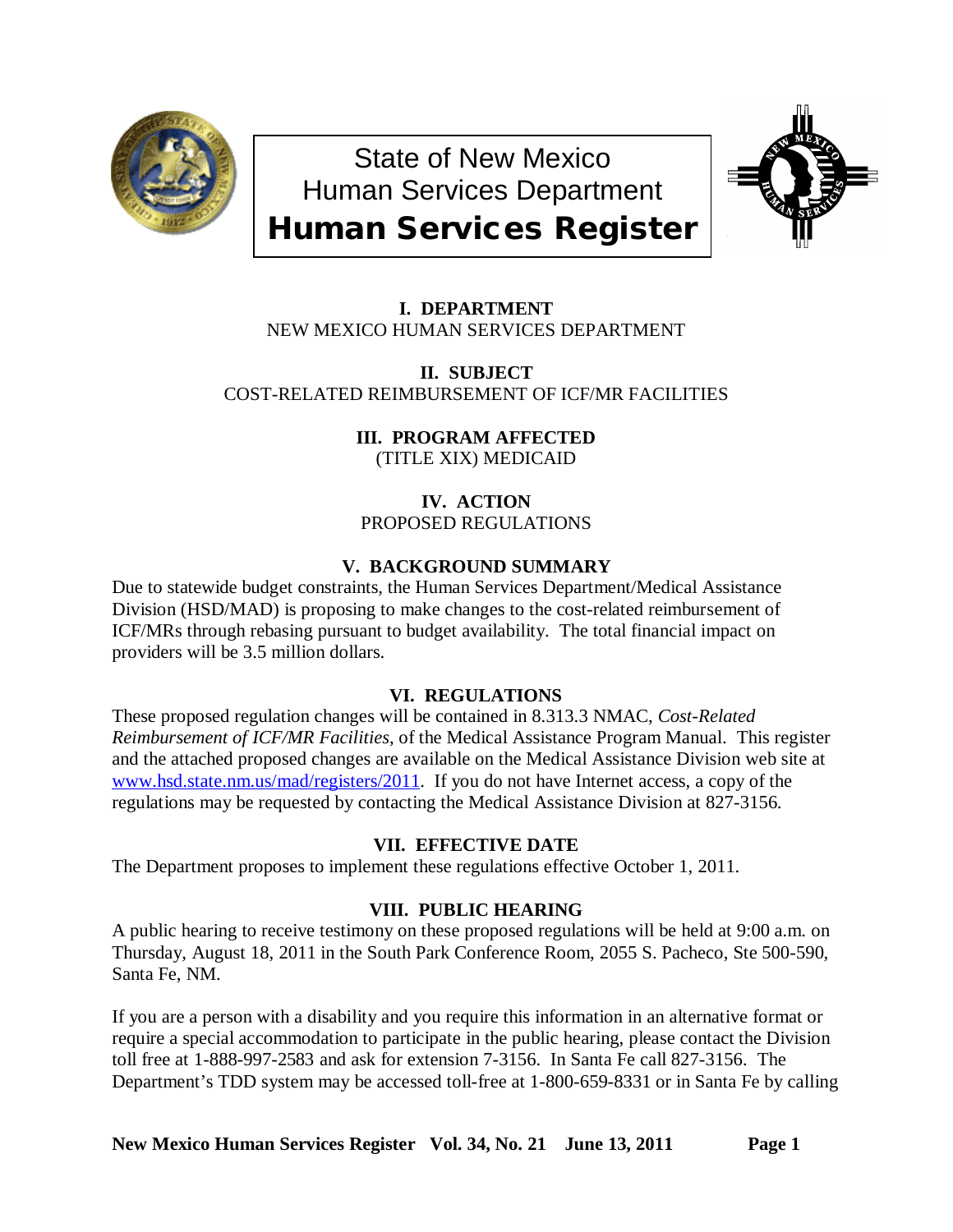# State of New Mexico
## Human Services Department
# Human Services Register

**I. DEPARTMENT**
NEW MEXICO HUMAN SERVICES DEPARTMENT

**II. SUBJECT**
COST-RELATED REIMBURSEMENT OF ICF/MR FACILITIES

**III. PROGRAM AFFECTED**
(TITLE XIX) MEDICAID

**IV. ACTION**
PROPOSED REGULATIONS

**V. BACKGROUND SUMMARY**

Due to statewide budget constraints, the Human Services Department/Medical Assistance Division (HSD/MAD) is proposing to make changes to the cost-related reimbursement of ICF/MRs through rebasing pursuant to budget availability. The total financial impact on providers will be 3.5 million dollars.

**VI. REGULATIONS**

These proposed regulation changes will be contained in 8.313.3 NMAC, *Cost-Related Reimbursement of ICF/MR Facilities*, of the Medical Assistance Program Manual. This register and the attached proposed changes are available on the Medical Assistance Division web site at www.hsd.state.nm.us/mad/registers/2011. If you do not have Internet access, a copy of the regulations may be requested by contacting the Medical Assistance Division at 827-3156.

**VII. EFFECTIVE DATE**

The Department proposes to implement these regulations effective October 1, 2011.

**VIII. PUBLIC HEARING**

A public hearing to receive testimony on these proposed regulations will be held at 9:00 a.m. on Thursday, August 18, 2011 in the South Park Conference Room, 2055 S. Pacheco, Ste 500-590, Santa Fe, NM.

If you are a person with a disability and you require this information in an alternative format or require a special accommodation to participate in the public hearing, please contact the Division toll free at 1-888-997-2583 and ask for extension 7-3156. In Santa Fe call 827-3156. The Department's TDD system may be accessed toll-free at 1-800-659-8331 or in Santa Fe by calling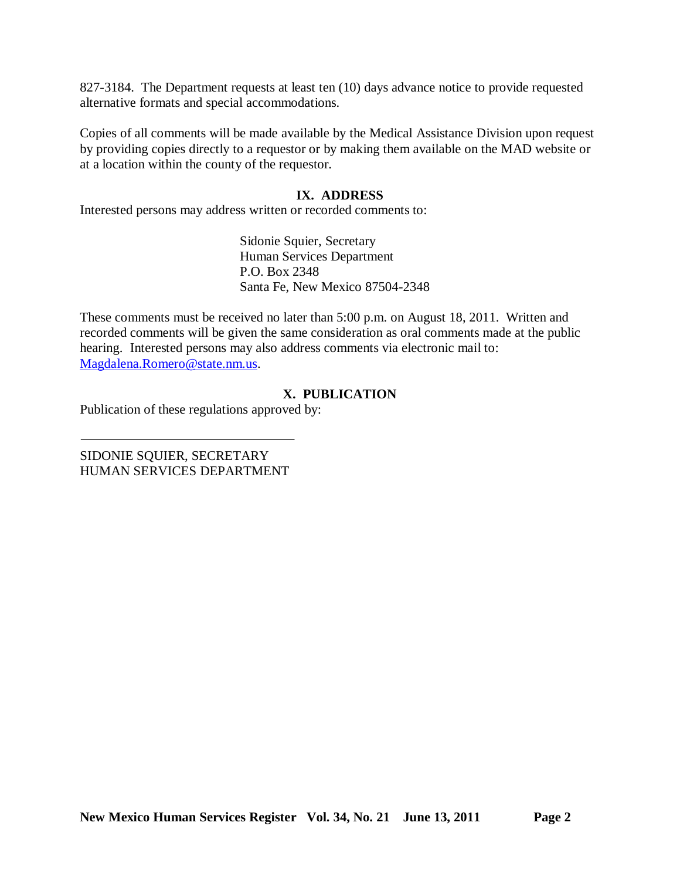827-3184. The Department requests at least ten (10) days advance notice to provide requested alternative formats and special accommodations.

Copies of all comments will be made available by the Medical Assistance Division upon request by providing copies directly to a requestor or by making them available on the MAD website or at a location within the county of the requestor.

## IX. ADDRESS

Interested persons may address written or recorded comments to:

Sidonie Squier, Secretary
Human Services Department
P.O. Box 2348
Santa Fe, New Mexico 87504-2348

These comments must be received no later than 5:00 p.m. on August 18, 2011. Written and recorded comments will be given the same consideration as oral comments made at the public hearing. Interested persons may also address comments via electronic mail to: Magdalena.Romero@state.nm.us.

## X. PUBLICATION

Publication of these regulations approved by:

\_\_\_\_\_\_\_\_\_\_\_\_\_\_\_\_\_\_\_\_\_\_\_\_\_\_\_\_\_\_\_\_

SIDONIE SQUIER, SECRETARY
HUMAN SERVICES DEPARTMENT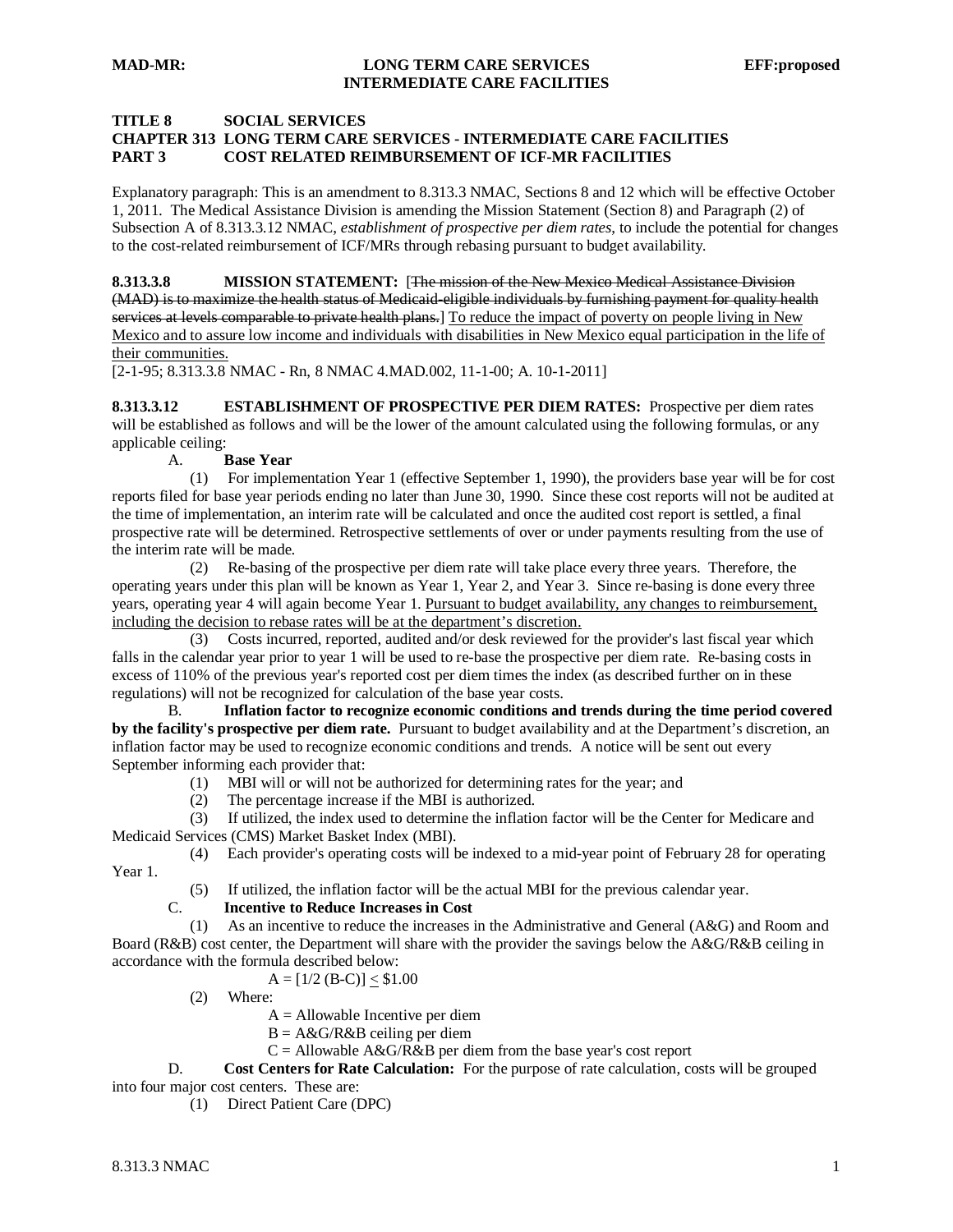**TITLE 8 SOCIAL SERVICES**
**CHAPTER 313 LONG TERM CARE SERVICES - INTERMEDIATE CARE FACILITIES**
**PART 3 COST RELATED REIMBURSEMENT OF ICF-MR FACILITIES**

Explanatory paragraph: This is an amendment to 8.313.3 NMAC, Sections 8 and 12 which will be effective October 1, 2011. The Medical Assistance Division is amending the Mission Statement (Section 8) and Paragraph (2) of Subsection A of 8.313.3.12 NMAC, *establishment of prospective per diem rates*, to include the potential for changes to the cost-related reimbursement of ICF/MRs through rebasing pursuant to budget availability.

**8.313.3.8 MISSION STATEMENT:** [~~The mission of the New Mexico Medical Assistance Division (MAD) is to maximize the health status of Medicaid-eligible individuals by furnishing payment for quality health services at levels comparable to private health plans.~~] <u>To reduce the impact of poverty on people living in New Mexico and to assure low income and individuals with disabilities in New Mexico equal participation in the life of their communities.</u>
[2-1-95; 8.313.3.8 NMAC - Rn, 8 NMAC 4.MAD.002, 11-1-00; A. 10-1-2011]

**8.313.3.12 ESTABLISHMENT OF PROSPECTIVE PER DIEM RATES:** Prospective per diem rates will be established as follows and will be the lower of the amount calculated using the following formulas, or any applicable ceiling:

A. **Base Year**

(1) For implementation Year 1 (effective September 1, 1990), the providers base year will be for cost reports filed for base year periods ending no later than June 30, 1990. Since these cost reports will not be audited at the time of implementation, an interim rate will be calculated and once the audited cost report is settled, a final prospective rate will be determined. Retrospective settlements of over or under payments resulting from the use of the interim rate will be made.

(2) Re-basing of the prospective per diem rate will take place every three years. Therefore, the operating years under this plan will be known as Year 1, Year 2, and Year 3. Since re-basing is done every three years, operating year 4 will again become Year 1. <u>Pursuant to budget availability, any changes to reimbursement, including the decision to rebase rates will be at the department's discretion.</u>

(3) Costs incurred, reported, audited and/or desk reviewed for the provider's last fiscal year which falls in the calendar year prior to year 1 will be used to re-base the prospective per diem rate. Re-basing costs in excess of 110% of the previous year's reported cost per diem times the index (as described further on in these regulations) will not be recognized for calculation of the base year costs.

B. **Inflation factor to recognize economic conditions and trends during the time period covered by the facility's prospective per diem rate.** Pursuant to budget availability and at the Department's discretion, an inflation factor may be used to recognize economic conditions and trends. A notice will be sent out every September informing each provider that:

(1) MBI will or will not be authorized for determining rates for the year; and

(2) The percentage increase if the MBI is authorized.

(3) If utilized, the index used to determine the inflation factor will be the Center for Medicare and Medicaid Services (CMS) Market Basket Index (MBI).

(4) Each provider's operating costs will be indexed to a mid-year point of February 28 for operating Year 1.

(5) If utilized, the inflation factor will be the actual MBI for the previous calendar year.

C. **Incentive to Reduce Increases in Cost**

(1) As an incentive to reduce the increases in the Administrative and General (A&G) and Room and Board (R&B) cost center, the Department will share with the provider the savings below the A&G/R&B ceiling in accordance with the formula described below:

$$A = [1/2\,(B-C)] \leq \$1.00$$

(2) Where:

A = Allowable Incentive per diem
B = A&G/R&B ceiling per diem
C = Allowable A&G/R&B per diem from the base year's cost report

D. **Cost Centers for Rate Calculation:** For the purpose of rate calculation, costs will be grouped into four major cost centers. These are:

(1) Direct Patient Care (DPC)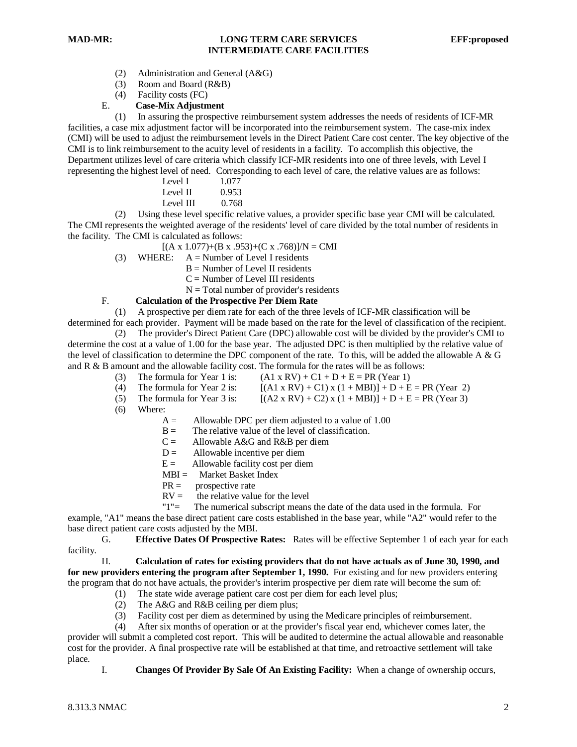(2) Administration and General (A&G)

(3) Room and Board (R&B)

(4) Facility costs (FC)

E. **Case-Mix Adjustment**

(1) In assuring the prospective reimbursement system addresses the needs of residents of ICF-MR facilities, a case mix adjustment factor will be incorporated into the reimbursement system. The case-mix index (CMI) will be used to adjust the reimbursement levels in the Direct Patient Care cost center. The key objective of the CMI is to link reimbursement to the acuity level of residents in a facility. To accomplish this objective, the Department utilizes level of care criteria which classify ICF-MR residents into one of three levels, with Level I representing the highest level of need. Corresponding to each level of care, the relative values are as follows:

| | |
|---|---|
| Level I | 1.077 |
| Level II | 0.953 |
| Level III | 0.768 |

(2) Using these level specific relative values, a provider specific base year CMI will be calculated. The CMI represents the weighted average of the residents' level of care divided by the total number of residents in the facility. The CMI is calculated as follows:

$$[(A \times 1.077)+(B \times .953)+(C \times .768)]/N = CMI$$

(3) WHERE: A = Number of Level I residents
B = Number of Level II residents
C = Number of Level III residents
N = Total number of provider's residents

F. **Calculation of the Prospective Per Diem Rate**

(1) A prospective per diem rate for each of the three levels of ICF-MR classification will be determined for each provider. Payment will be made based on the rate for the level of classification of the recipient.

(2) The provider's Direct Patient Care (DPC) allowable cost will be divided by the provider's CMI to determine the cost at a value of 1.00 for the base year. The adjusted DPC is then multiplied by the relative value of the level of classification to determine the DPC component of the rate. To this, will be added the allowable A & G and R & B amount and the allowable facility cost. The formula for the rates will be as follows:

(3) The formula for Year 1 is: $(A1 \times RV) + C1 + D + E = PR$ (Year 1)

(4) The formula for Year 2 is: $[(A1 \times RV) + C1) \times (1 + MBI)] + D + E = PR$ (Year 2)

(5) The formula for Year 3 is: $[(A2 \times RV) + C2) \times (1 + MBI)] + D + E = PR$ (Year 3)

(6) Where:

A = Allowable DPC per diem adjusted to a value of 1.00
B = The relative value of the level of classification.
C = Allowable A&G and R&B per diem
D = Allowable incentive per diem
E = Allowable facility cost per diem
MBI = Market Basket Index
PR = prospective rate
RV = the relative value for the level
"1"= The numerical subscript means the date of the data used in the formula. For example, "A1" means the base direct patient care costs established in the base year, while "A2" would refer to the base direct patient care costs adjusted by the MBI.

G. **Effective Dates Of Prospective Rates:** Rates will be effective September 1 of each year for each facility.

H. **Calculation of rates for existing providers that do not have actuals as of June 30, 1990, and for new providers entering the program after September 1, 1990.** For existing and for new providers entering the program that do not have actuals, the provider's interim prospective per diem rate will become the sum of:

(1) The state wide average patient care cost per diem for each level plus;

(2) The A&G and R&B ceiling per diem plus;

(3) Facility cost per diem as determined by using the Medicare principles of reimbursement.

(4) After six months of operation or at the provider's fiscal year end, whichever comes later, the provider will submit a completed cost report. This will be audited to determine the actual allowable and reasonable cost for the provider. A final prospective rate will be established at that time, and retroactive settlement will take place.

I. **Changes Of Provider By Sale Of An Existing Facility:** When a change of ownership occurs,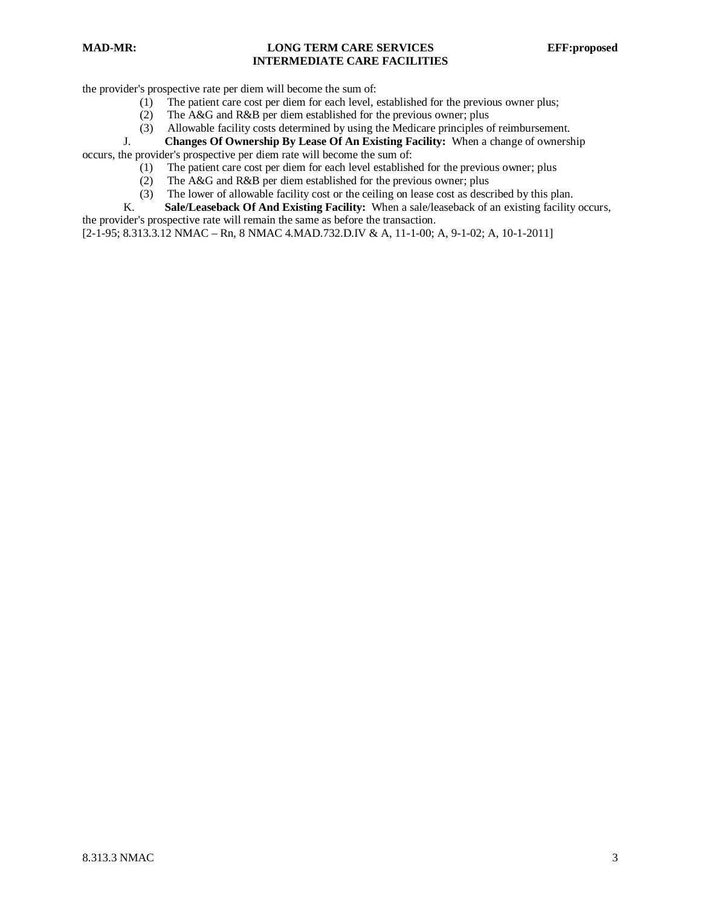the provider's prospective rate per diem will become the sum of:

(1) The patient care cost per diem for each level, established for the previous owner plus;

(2) The A&G and R&B per diem established for the previous owner; plus

(3) Allowable facility costs determined by using the Medicare principles of reimbursement.

J. **Changes Of Ownership By Lease Of An Existing Facility:** When a change of ownership occurs, the provider's prospective per diem rate will become the sum of:

(1) The patient care cost per diem for each level established for the previous owner; plus

(2) The A&G and R&B per diem established for the previous owner; plus

(3) The lower of allowable facility cost or the ceiling on lease cost as described by this plan.

K. **Sale/Leaseback Of And Existing Facility:** When a sale/leaseback of an existing facility occurs, the provider's prospective rate will remain the same as before the transaction.

[2-1-95; 8.313.3.12 NMAC – Rn, 8 NMAC 4.MAD.732.D.IV & A, 11-1-00; A, 9-1-02; A, 10-1-2011]